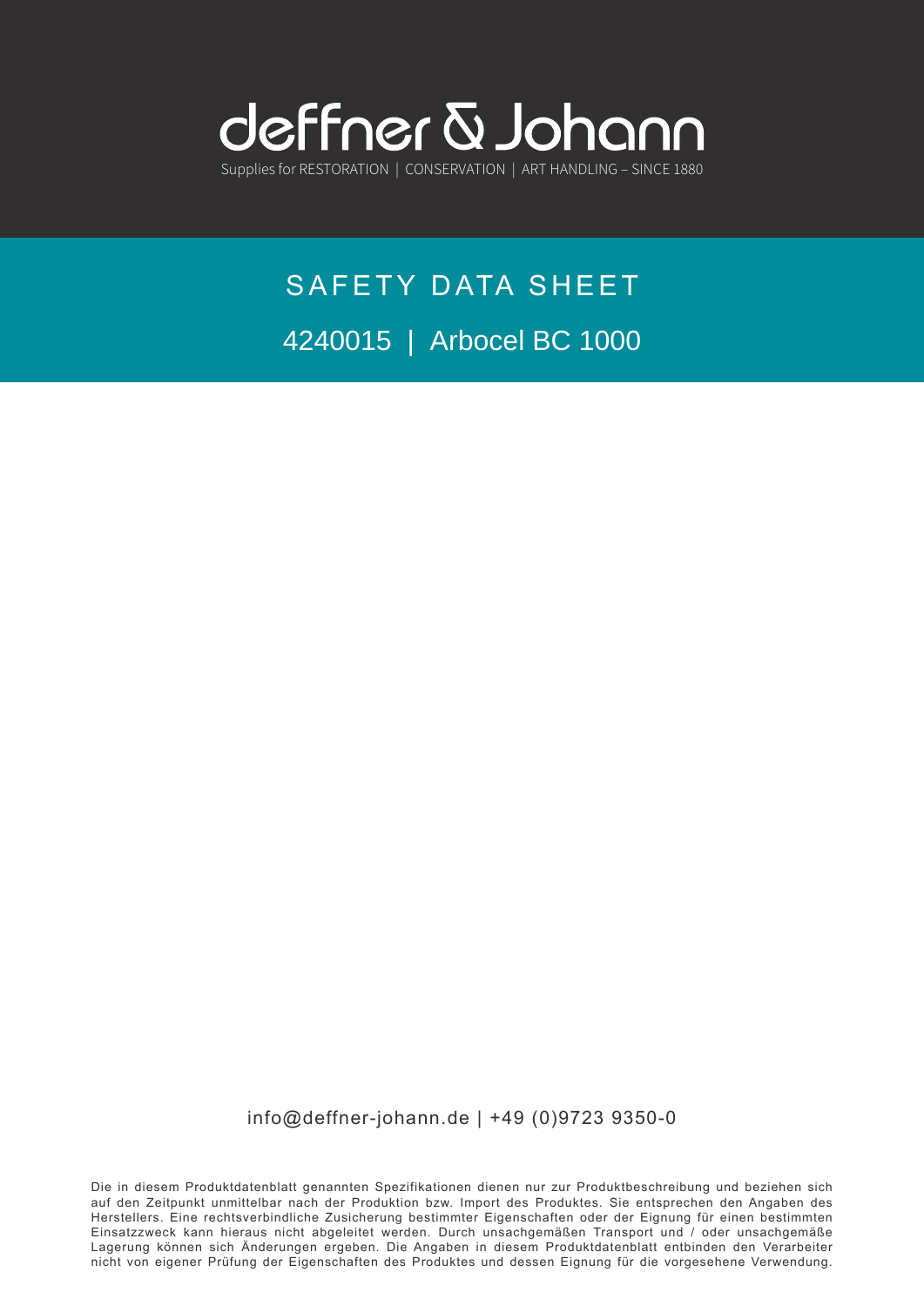deffner & Johann

Supplies for RESTORATION | CONSERVATION | ART HANDLING – SINCE 1880

# SAFETY DATA SHEET

## 4240015 | Arbocel BC 1000

info@deffner-johann.de | +49 (0)9723 9350-0

Die in diesem Produktdatenblatt genannten Spezifikationen dienen nur zur Produktbeschreibung und beziehen sich auf den Zeitpunkt unmittelbar nach der Produktion bzw. Import des Produktes. Sie entsprechen den Angaben des Herstellers. Eine rechtsverbindliche Zusicherung bestimmter Eigenschaften oder der Eignung für einen bestimmten Einsatzzweck kann hieraus nicht abgeleitet werden. Durch unsachgemäßen Transport und / oder unsachgemäße Lagerung können sich Änderungen ergeben. Die Angaben in diesem Produktdatenblatt entbinden den Verarbeiter nicht von eigener Prüfung der Eigenschaften des Produktes und dessen Eignung für die vorgesehene Verwendung.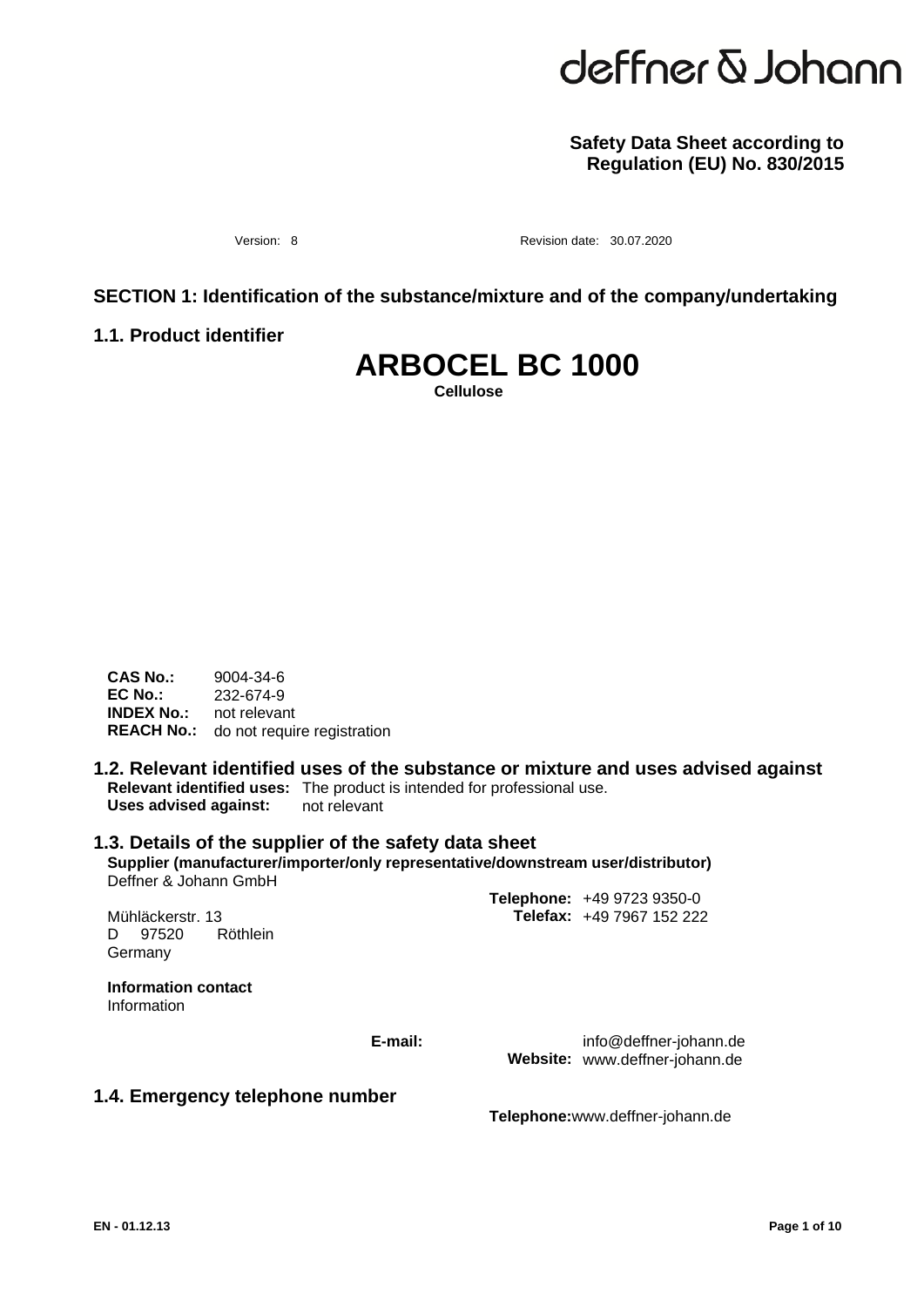**Safety Data Sheet according to Regulation (EU) No. 830/2015**

Version: 8 Revision date: 30.07.2020

## SECTION 1: Identification of the substance/mixture and of the company/undertaking

### 1.1. Product identifier

# ARBOCEL BC 1000

**Cellulose**

**CAS No.:** 9004-34-6
**EC No.:** 232-674-9
**INDEX No.:** not relevant
**REACH No.:** do not require registration

### 1.2. Relevant identified uses of the substance or mixture and uses advised against

**Relevant identified uses:** The product is intended for professional use.
**Uses advised against:** not relevant

### 1.3. Details of the supplier of the safety data sheet

**Supplier (manufacturer/importer/only representative/downstream user/distributor)**
Deffner & Johann GmbH

Mühläckerstr. 13
D 97520 Röthlein
Germany

**Telephone:** +49 9723 9350-0
**Telefax:** +49 7967 152 222

**Information contact**
Information

**E-mail:** info@deffner-johann.de
**Website:** www.deffner-johann.de

### 1.4. Emergency telephone number

**Telephone:** www.deffner-johann.de

EN - 01.12.13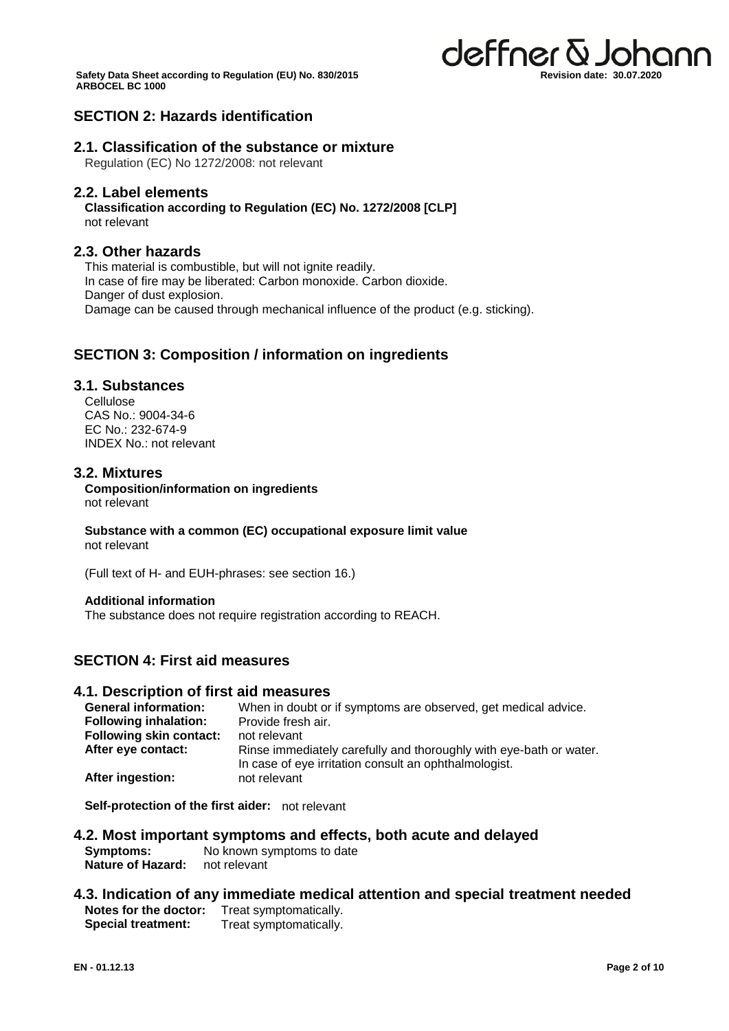## SECTION 2: Hazards identification

### 2.1. Classification of the substance or mixture

Regulation (EC) No 1272/2008: not relevant

### 2.2. Label elements

**Classification according to Regulation (EC) No. 1272/2008 [CLP]**
not relevant

### 2.3. Other hazards

This material is combustible, but will not ignite readily.
In case of fire may be liberated: Carbon monoxide. Carbon dioxide.
Danger of dust explosion.
Damage can be caused through mechanical influence of the product (e.g. sticking).

## SECTION 3: Composition / information on ingredients

### 3.1. Substances

Cellulose
CAS No.: 9004-34-6
EC No.: 232-674-9
INDEX No.: not relevant

### 3.2. Mixtures

**Composition/information on ingredients**
not relevant

**Substance with a common (EC) occupational exposure limit value**
not relevant

(Full text of H- and EUH-phrases: see section 16.)

**Additional information**
The substance does not require registration according to REACH.

## SECTION 4: First aid measures

### 4.1. Description of first aid measures

**General information:** When in doubt or if symptoms are observed, get medical advice.
**Following inhalation:** Provide fresh air.
**Following skin contact:** not relevant
**After eye contact:** Rinse immediately carefully and thoroughly with eye-bath or water. In case of eye irritation consult an ophthalmologist.
**After ingestion:** not relevant

**Self-protection of the first aider:** not relevant

### 4.2. Most important symptoms and effects, both acute and delayed

**Symptoms:** No known symptoms to date
**Nature of Hazard:** not relevant

### 4.3. Indication of any immediate medical attention and special treatment needed

**Notes for the doctor:** Treat symptomatically.
**Special treatment:** Treat symptomatically.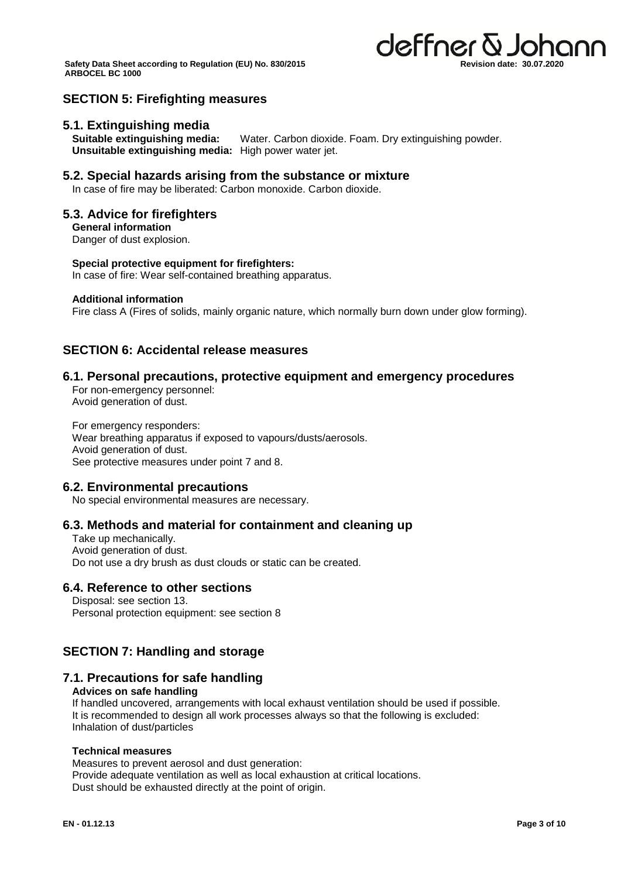## SECTION 5: Firefighting measures

### 5.1. Extinguishing media

**Suitable extinguishing media:** Water. Carbon dioxide. Foam. Dry extinguishing powder.
**Unsuitable extinguishing media:** High power water jet.

### 5.2. Special hazards arising from the substance or mixture

In case of fire may be liberated: Carbon monoxide. Carbon dioxide.

### 5.3. Advice for firefighters

**General information**
Danger of dust explosion.

**Special protective equipment for firefighters:**
In case of fire: Wear self-contained breathing apparatus.

**Additional information**
Fire class A (Fires of solids, mainly organic nature, which normally burn down under glow forming).

## SECTION 6: Accidental release measures

### 6.1. Personal precautions, protective equipment and emergency procedures

For non-emergency personnel:
Avoid generation of dust.

For emergency responders:
Wear breathing apparatus if exposed to vapours/dusts/aerosols.
Avoid generation of dust.
See protective measures under point 7 and 8.

### 6.2. Environmental precautions

No special environmental measures are necessary.

### 6.3. Methods and material for containment and cleaning up

Take up mechanically.
Avoid generation of dust.
Do not use a dry brush as dust clouds or static can be created.

### 6.4. Reference to other sections

Disposal: see section 13.
Personal protection equipment: see section 8

## SECTION 7: Handling and storage

### 7.1. Precautions for safe handling

**Advices on safe handling**
If handled uncovered, arrangements with local exhaust ventilation should be used if possible.
It is recommended to design all work processes always so that the following is excluded:
Inhalation of dust/particles

**Technical measures**
Measures to prevent aerosol and dust generation:
Provide adequate ventilation as well as local exhaustion at critical locations.
Dust should be exhausted directly at the point of origin.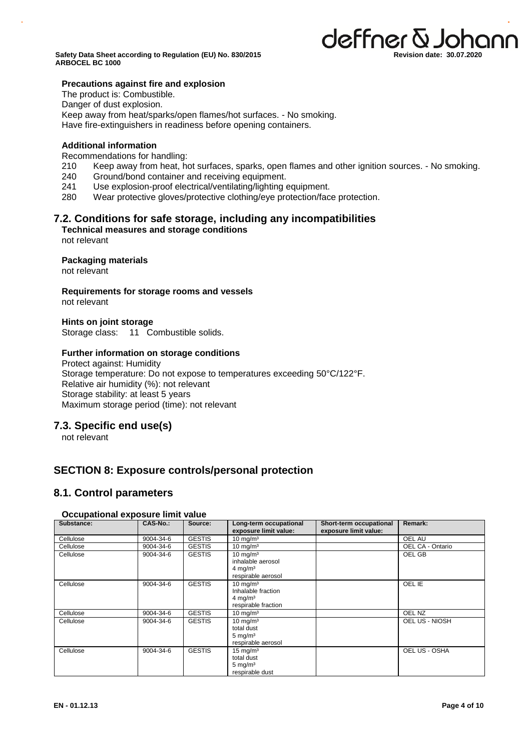**Precautions against fire and explosion**

The product is: Combustible.
Danger of dust explosion.
Keep away from heat/sparks/open flames/hot surfaces. - No smoking.
Have fire-extinguishers in readiness before opening containers.

**Additional information**

Recommendations for handling:

210 Keep away from heat, hot surfaces, sparks, open flames and other ignition sources. - No smoking.
240 Ground/bond container and receiving equipment.
241 Use explosion-proof electrical/ventilating/lighting equipment.
280 Wear protective gloves/protective clothing/eye protection/face protection.

## 7.2. Conditions for safe storage, including any incompatibilities

**Technical measures and storage conditions**

not relevant

**Packaging materials**

not relevant

**Requirements for storage rooms and vessels**

not relevant

**Hints on joint storage**

Storage class: 11 Combustible solids.

**Further information on storage conditions**

Protect against: Humidity
Storage temperature: Do not expose to temperatures exceeding 50°C/122°F.
Relative air humidity (%): not relevant
Storage stability: at least 5 years
Maximum storage period (time): not relevant

## 7.3. Specific end use(s)

not relevant

# SECTION 8: Exposure controls/personal protection

## 8.1. Control parameters

**Occupational exposure limit value**

| Substance: | CAS-No.: | Source: | Long-term occupational exposure limit value: | Short-term occupational exposure limit value: | Remark: |
|---|---|---|---|---|---|
| Cellulose | 9004-34-6 | GESTIS | 10 mg/m³ | | OEL AU |
| Cellulose | 9004-34-6 | GESTIS | 10 mg/m³ | | OEL CA - Ontario |
| Cellulose | 9004-34-6 | GESTIS | 10 mg/m³ inhalable aerosol 4 mg/m³ respirable aerosol | | OEL GB |
| Cellulose | 9004-34-6 | GESTIS | 10 mg/m³ Inhalable fraction 4 mg/m³ respirable fraction | | OEL IE |
| Cellulose | 9004-34-6 | GESTIS | 10 mg/m³ | | OEL NZ |
| Cellulose | 9004-34-6 | GESTIS | 10 mg/m³ total dust 5 mg/m³ respirable aerosol | | OEL US - NIOSH |
| Cellulose | 9004-34-6 | GESTIS | 15 mg/m³ total dust 5 mg/m³ respirable dust | | OEL US - OSHA |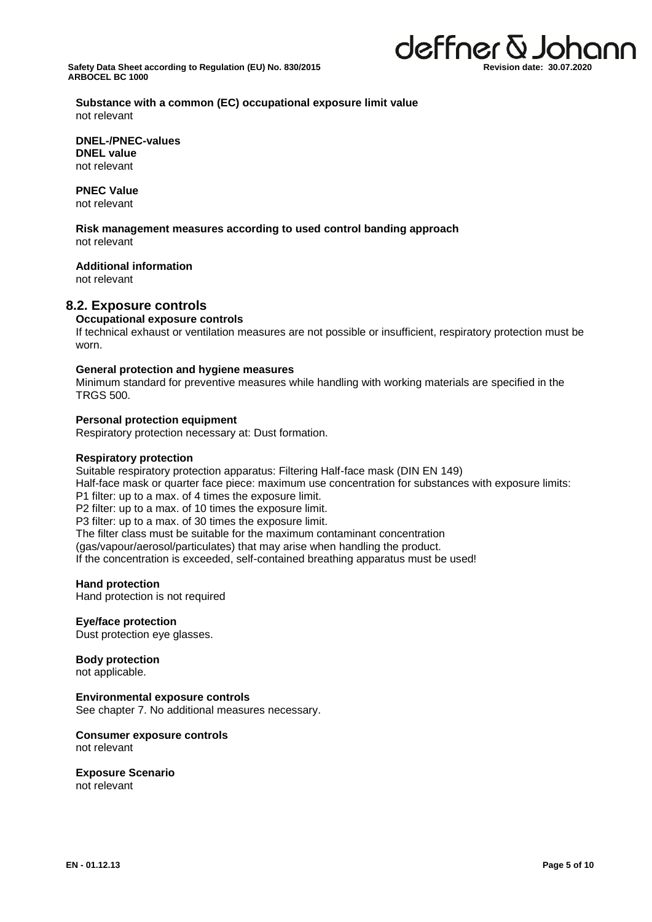**Substance with a common (EC) occupational exposure limit value**
not relevant

**DNEL-/PNEC-values**
**DNEL value**
not relevant

**PNEC Value**
not relevant

**Risk management measures according to used control banding approach**
not relevant

**Additional information**
not relevant

## 8.2. Exposure controls

**Occupational exposure controls**
If technical exhaust or ventilation measures are not possible or insufficient, respiratory protection must be worn.

**General protection and hygiene measures**
Minimum standard for preventive measures while handling with working materials are specified in the TRGS 500.

**Personal protection equipment**
Respiratory protection necessary at: Dust formation.

**Respiratory protection**
Suitable respiratory protection apparatus: Filtering Half-face mask (DIN EN 149)
Half-face mask or quarter face piece: maximum use concentration for substances with exposure limits:
P1 filter: up to a max. of 4 times the exposure limit.
P2 filter: up to a max. of 10 times the exposure limit.
P3 filter: up to a max. of 30 times the exposure limit.
The filter class must be suitable for the maximum contaminant concentration (gas/vapour/aerosol/particulates) that may arise when handling the product.
If the concentration is exceeded, self-contained breathing apparatus must be used!

**Hand protection**
Hand protection is not required

**Eye/face protection**
Dust protection eye glasses.

**Body protection**
not applicable.

**Environmental exposure controls**
See chapter 7. No additional measures necessary.

**Consumer exposure controls**
not relevant

**Exposure Scenario**
not relevant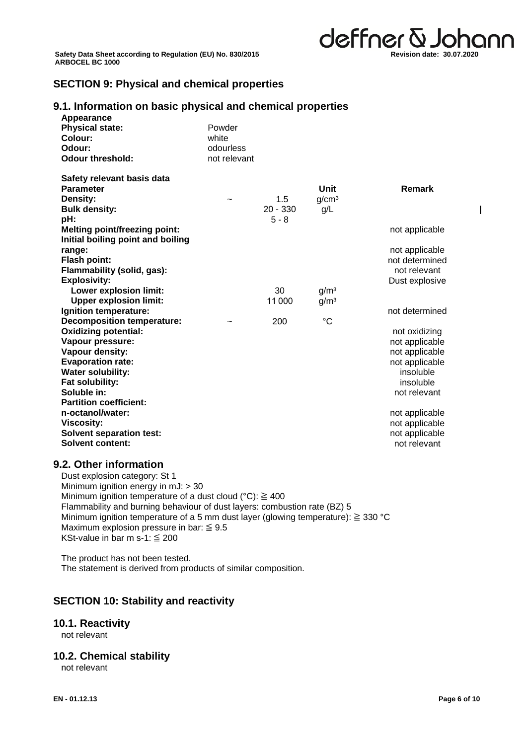## SECTION 9: Physical and chemical properties

### 9.1. Information on basic physical and chemical properties

**Appearance**

| | |
|---|---|
| **Physical state:** | Powder |
| **Colour:** | white |
| **Odour:** | odourless |
| **Odour threshold:** | not relevant |

**Safety relevant basis data**

| **Parameter** | | | **Unit** | **Remark** |
|---|---|---|---|---|
| **Density:** | ~ | 1.5 | $g/cm^3$ | |
| **Bulk density:** | | 20 - 330 | g/L | |
| **pH:** | | 5 - 8 | | |
| **Melting point/freezing point:** | | | | not applicable |
| **Initial boiling point and boiling range:** | | | | not applicable |
| **Flash point:** | | | | not determined |
| **Flammability (solid, gas):** | | | | not relevant |
| **Explosivity:** | | | | Dust explosive |
| **Lower explosion limit:** | | 30 | $g/m^3$ | |
| **Upper explosion limit:** | | 11 000 | $g/m^3$ | |
| **Ignition temperature:** | | | | not determined |
| **Decomposition temperature:** | ~ | 200 | °C | |
| **Oxidizing potential:** | | | | not oxidizing |
| **Vapour pressure:** | | | | not applicable |
| **Vapour density:** | | | | not applicable |
| **Evaporation rate:** | | | | not applicable |
| **Water solubility:** | | | | insoluble |
| **Fat solubility:** | | | | insoluble |
| **Soluble in:** | | | | not relevant |
| **Partition coefficient: n-octanol/water:** | | | | not applicable |
| **Viscosity:** | | | | not applicable |
| **Solvent separation test:** | | | | not applicable |
| **Solvent content:** | | | | not relevant |

### 9.2. Other information

Dust explosion category: St 1
Minimum ignition energy in mJ: > 30
Minimum ignition temperature of a dust cloud (°C): ≧ 400
Flammability and burning behaviour of dust layers: combustion rate (BZ) 5
Minimum ignition temperature of a 5 mm dust layer (glowing temperature): ≧ 330 °C
Maximum explosion pressure in bar: ≦ 9.5
KSt-value in bar m s-1: ≦ 200

The product has not been tested.
The statement is derived from products of similar composition.

## SECTION 10: Stability and reactivity

### 10.1. Reactivity

not relevant

### 10.2. Chemical stability

not relevant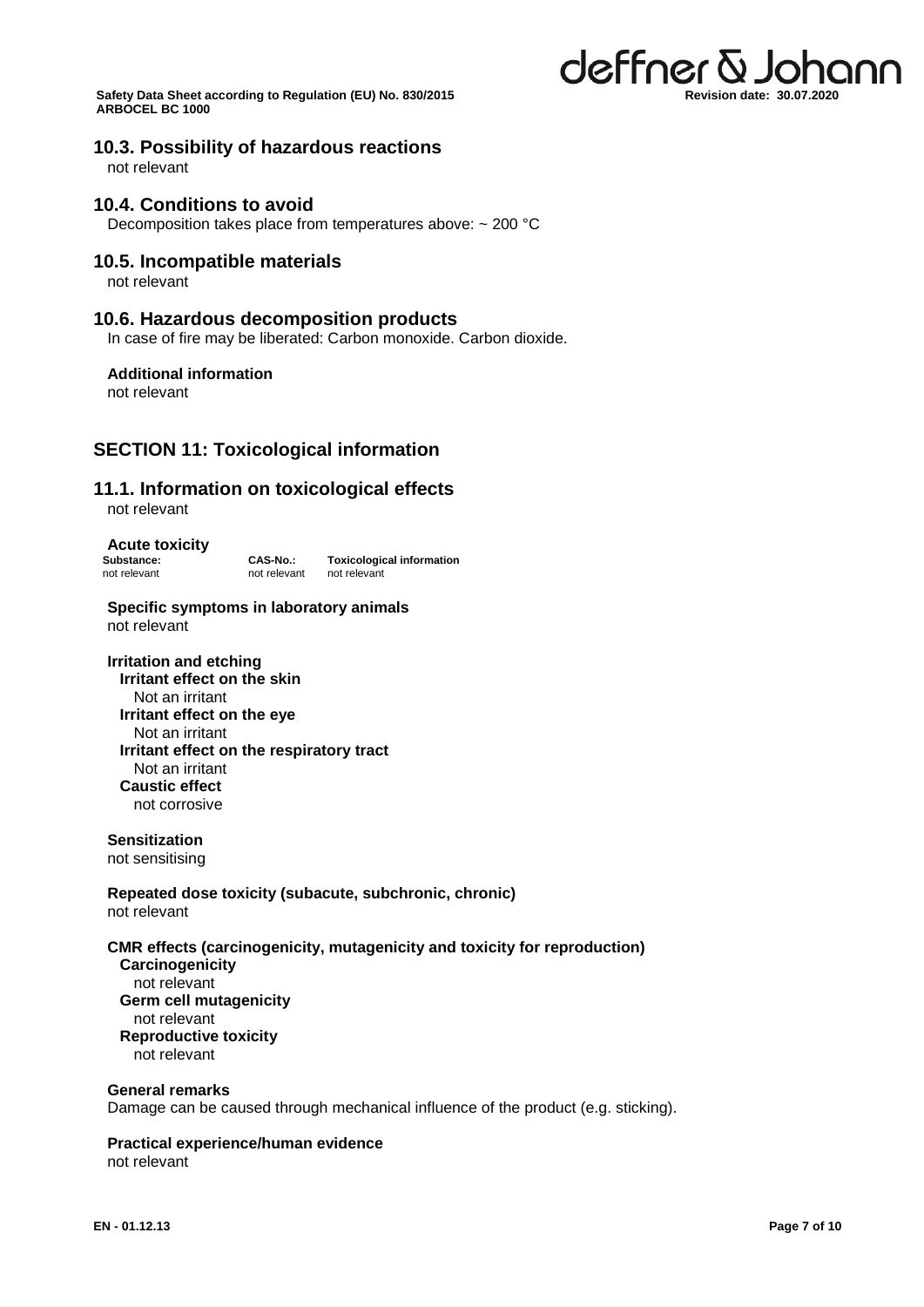## 10.3. Possibility of hazardous reactions

not relevant

## 10.4. Conditions to avoid

Decomposition takes place from temperatures above: ~ 200 °C

## 10.5. Incompatible materials

not relevant

## 10.6. Hazardous decomposition products

In case of fire may be liberated: Carbon monoxide. Carbon dioxide.

**Additional information**

not relevant

# SECTION 11: Toxicological information

## 11.1. Information on toxicological effects

not relevant

**Acute toxicity**

| Substance: | CAS-No.: | Toxicological information |
|---|---|---|
| not relevant | not relevant | not relevant |

**Specific symptoms in laboratory animals**

not relevant

**Irritation and etching**

**Irritant effect on the skin**

Not an irritant

**Irritant effect on the eye**

Not an irritant

**Irritant effect on the respiratory tract**

Not an irritant

**Caustic effect**

not corrosive

**Sensitization**

not sensitising

**Repeated dose toxicity (subacute, subchronic, chronic)**

not relevant

**CMR effects (carcinogenicity, mutagenicity and toxicity for reproduction)**

**Carcinogenicity**

not relevant

**Germ cell mutagenicity**

not relevant

**Reproductive toxicity**

not relevant

**General remarks**

Damage can be caused through mechanical influence of the product (e.g. sticking).

**Practical experience/human evidence**

not relevant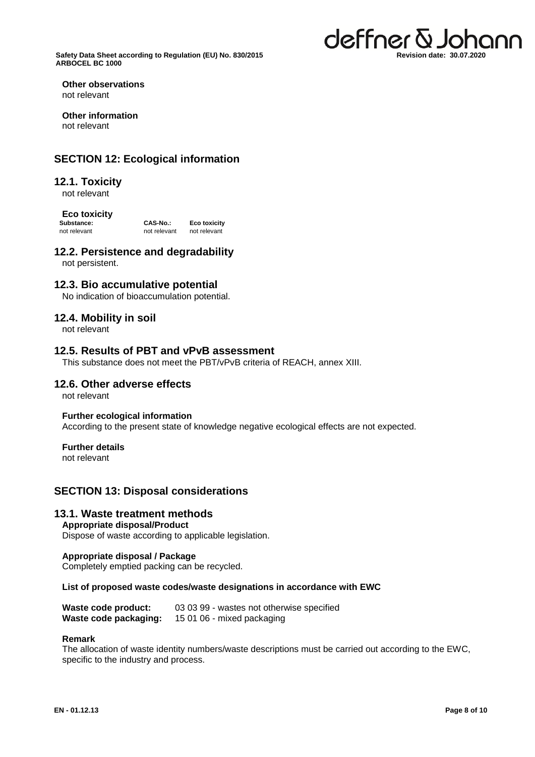**Other observations**
not relevant

**Other information**
not relevant

## SECTION 12: Ecological information

### 12.1. Toxicity

not relevant

**Eco toxicity**

| Substance: | CAS-No.: | Eco toxicity |
| --- | --- | --- |
| not relevant | not relevant | not relevant |

### 12.2. Persistence and degradability

not persistent.

### 12.3. Bio accumulative potential

No indication of bioaccumulation potential.

### 12.4. Mobility in soil

not relevant

### 12.5. Results of PBT and vPvB assessment

This substance does not meet the PBT/vPvB criteria of REACH, annex XIII.

### 12.6. Other adverse effects

not relevant

**Further ecological information**
According to the present state of knowledge negative ecological effects are not expected.

**Further details**
not relevant

## SECTION 13: Disposal considerations

### 13.1. Waste treatment methods

**Appropriate disposal/Product**
Dispose of waste according to applicable legislation.

**Appropriate disposal / Package**
Completely emptied packing can be recycled.

**List of proposed waste codes/waste designations in accordance with EWC**

**Waste code product:** 03 03 99 - wastes not otherwise specified
**Waste code packaging:** 15 01 06 - mixed packaging

**Remark**
The allocation of waste identity numbers/waste descriptions must be carried out according to the EWC, specific to the industry and process.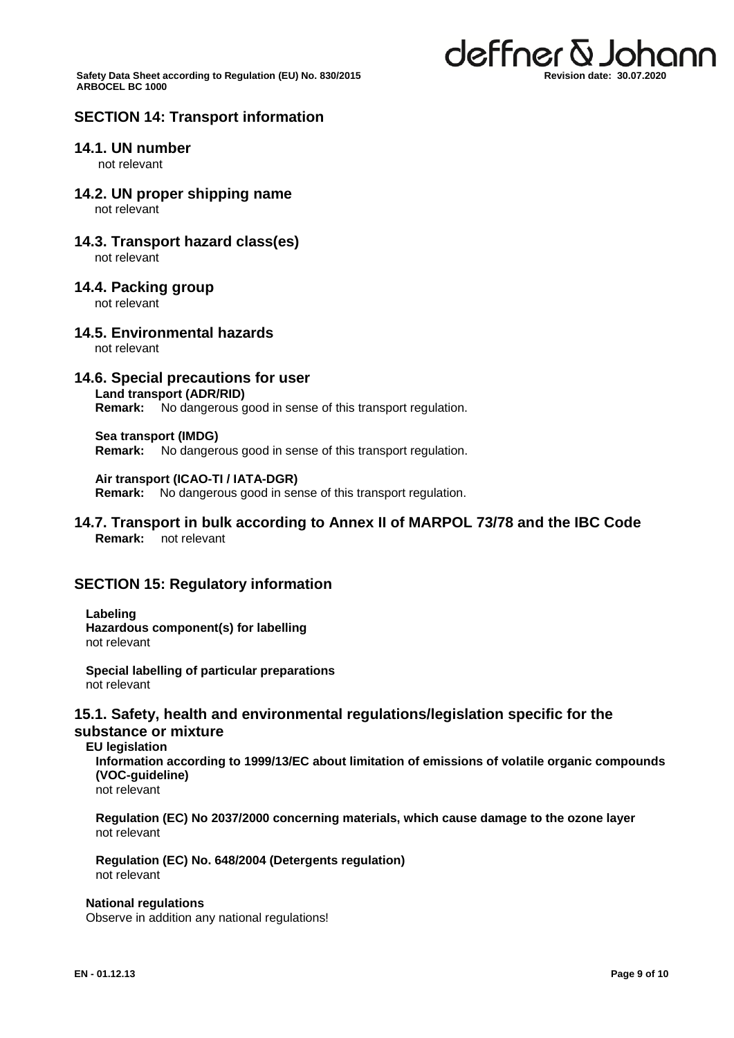## SECTION 14: Transport information

### 14.1. UN number

not relevant

### 14.2. UN proper shipping name

not relevant

### 14.3. Transport hazard class(es)

not relevant

### 14.4. Packing group

not relevant

### 14.5. Environmental hazards

not relevant

### 14.6. Special precautions for user

**Land transport (ADR/RID)**
**Remark:** No dangerous good in sense of this transport regulation.

**Sea transport (IMDG)**
**Remark:** No dangerous good in sense of this transport regulation.

**Air transport (ICAO-TI / IATA-DGR)**
**Remark:** No dangerous good in sense of this transport regulation.

### 14.7. Transport in bulk according to Annex II of MARPOL 73/78 and the IBC Code

**Remark:** not relevant

## SECTION 15: Regulatory information

**Labeling**
**Hazardous component(s) for labelling**
not relevant

**Special labelling of particular preparations**
not relevant

### 15.1. Safety, health and environmental regulations/legislation specific for the substance or mixture

**EU legislation**

**Information according to 1999/13/EC about limitation of emissions of volatile organic compounds (VOC-guideline)**
not relevant

**Regulation (EC) No 2037/2000 concerning materials, which cause damage to the ozone layer**
not relevant

**Regulation (EC) No. 648/2004 (Detergents regulation)**
not relevant

**National regulations**
Observe in addition any national regulations!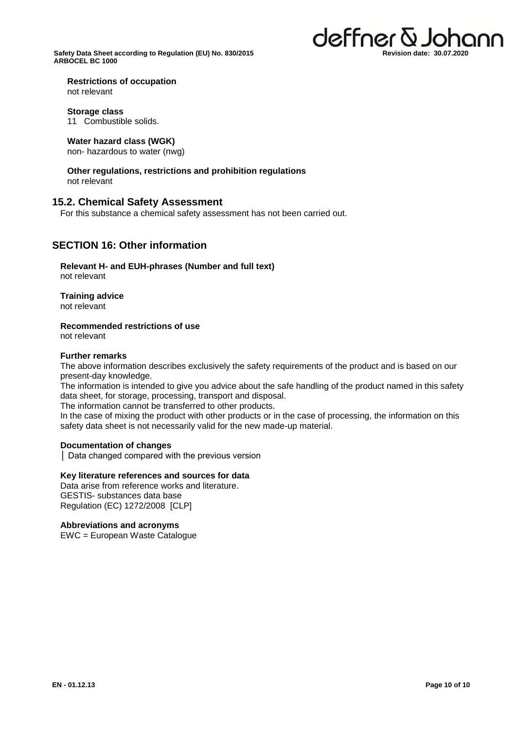**Restrictions of occupation**
not relevant

**Storage class**
11 Combustible solids.

**Water hazard class (WGK)**
non- hazardous to water (nwg)

**Other regulations, restrictions and prohibition regulations**
not relevant

## 15.2. Chemical Safety Assessment

For this substance a chemical safety assessment has not been carried out.

## SECTION 16: Other information

**Relevant H- and EUH-phrases (Number and full text)**
not relevant

**Training advice**
not relevant

**Recommended restrictions of use**
not relevant

**Further remarks**

The above information describes exclusively the safety requirements of the product and is based on our present-day knowledge.

The information is intended to give you advice about the safe handling of the product named in this safety data sheet, for storage, processing, transport and disposal.

The information cannot be transferred to other products.

In the case of mixing the product with other products or in the case of processing, the information on this safety data sheet is not necessarily valid for the new made-up material.

**Documentation of changes**
| Data changed compared with the previous version

**Key literature references and sources for data**
Data arise from reference works and literature.
GESTIS- substances data base
Regulation (EC) 1272/2008 [CLP]

**Abbreviations and acronyms**
EWC = European Waste Catalogue